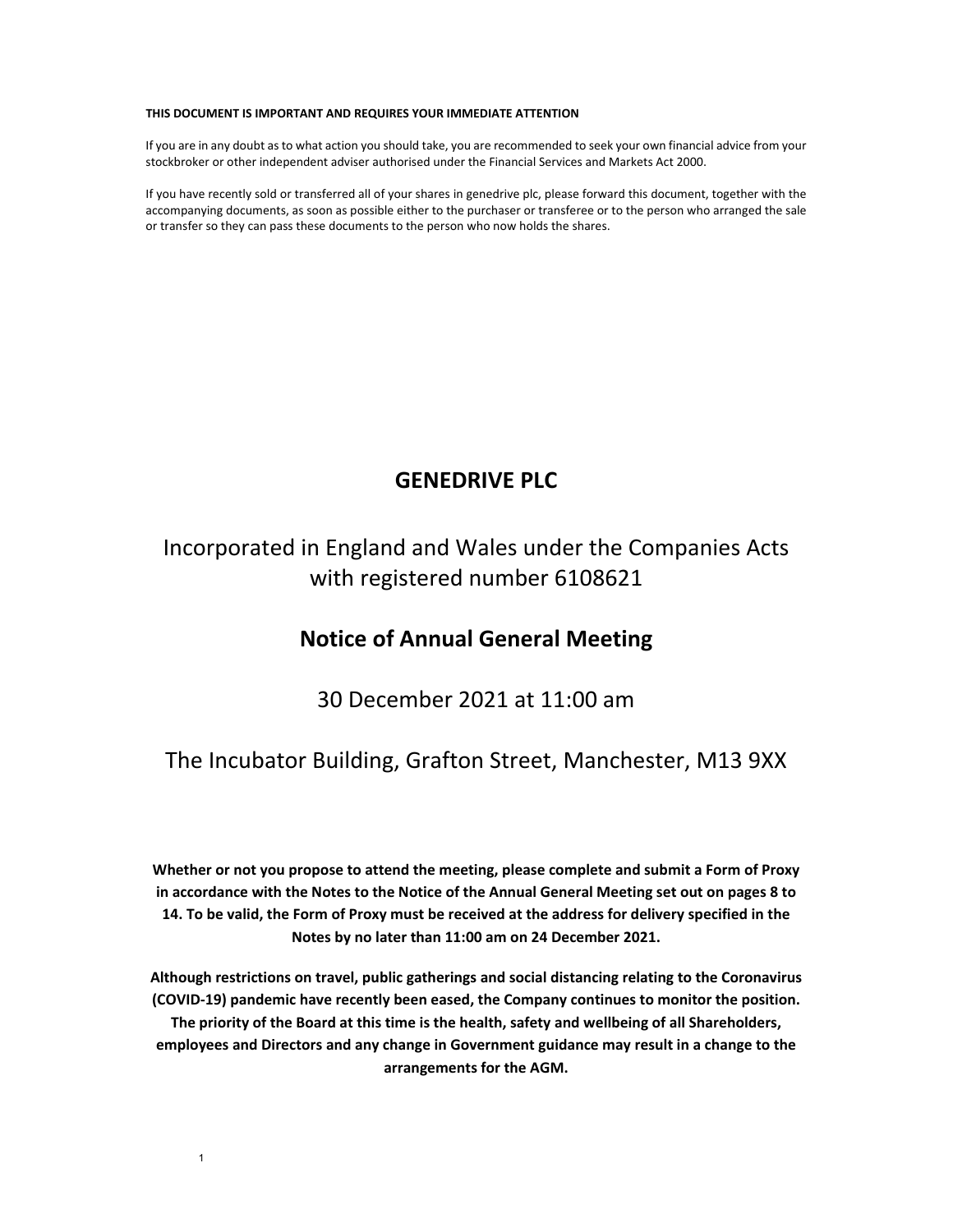**THIS DOCUMENT IS IMPORTANT AND REQUIRES YOUR IMMEDIATE ATTENTION**

If you are in any doubt as to what action you should take, you are recommended to seek your own financial advice from your stockbroker or other independent adviser authorised under the Financial Services and Markets Act 2000.

If you have recently sold or transferred all of your shares in genedrive plc, please forward this document, together with the accompanying documents, as soon as possible either to the purchaser or transferee or to the person who arranged the sale or transfer so they can pass these documents to the person who now holds the shares.

# GENEDRIVE PLC

Incorporated in England and Wales under the Companies Acts with registered number 6108621

## Notice of Annual General Meeting

30 December 2021 at 11:00 am

The Incubator Building, Grafton Street, Manchester, M13 9XX

**Whether or not you propose to attend the meeting, please complete and submit a Form of Proxy in accordance with the Notes to the Notice of the Annual General Meeting set out on pages 8 to 14. To be valid, the Form of Proxy must be received at the address for delivery specified in the Notes by no later than 11:00 am on 24 December 2021.**

**Although restrictions on travel, public gatherings and social distancing relating to the Coronavirus (COVID-19) pandemic have recently been eased, the Company continues to monitor the position. The priority of the Board at this time is the health, safety and wellbeing of all Shareholders, employees and Directors and any change in Government guidance may result in a change to the arrangements for the AGM.**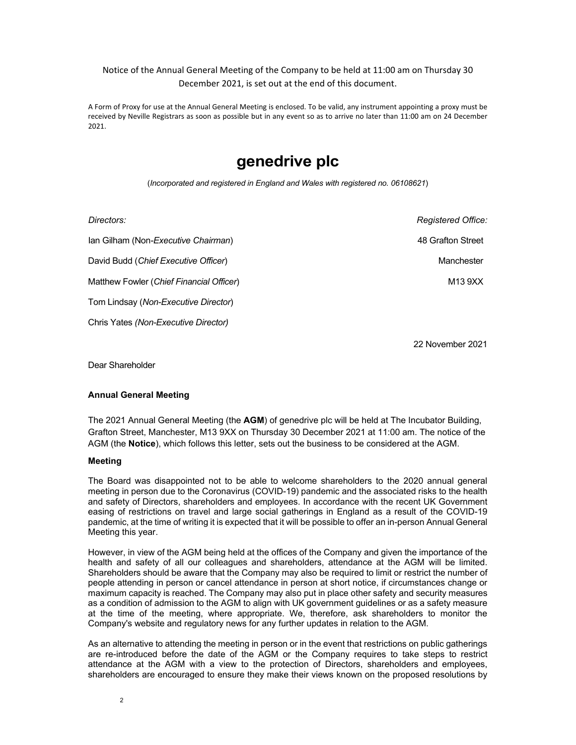Notice of the Annual General Meeting of the Company to be held at 11:00 am on Thursday 30 December 2021, is set out at the end of this document.

A Form of Proxy for use at the Annual General Meeting is enclosed. To be valid, any instrument appointing a proxy must be received by Neville Registrars as soon as possible but in any event so as to arrive no later than 11:00 am on 24 December 2021.

# genedrive plc

(*Incorporated and registered in England and Wales with registered no. 06108621*)

| *Directors:* | *Registered Office:* |
|---|---|
| Ian Gilham (Non-*Executive Chairman*) | 48 Grafton Street |
| David Budd (*Chief Executive Officer*) | Manchester |
| Matthew Fowler (*Chief Financial Officer*) | M13 9XX |
| Tom Lindsay (*Non-Executive Director*) | |
| Chris Yates *(Non-Executive Director)* | |

22 November 2021

Dear Shareholder

**Annual General Meeting**

The 2021 Annual General Meeting (the **AGM**) of genedrive plc will be held at The Incubator Building, Grafton Street, Manchester, M13 9XX on Thursday 30 December 2021 at 11:00 am. The notice of the AGM (the **Notice**), which follows this letter, sets out the business to be considered at the AGM.

**Meeting**

The Board was disappointed not to be able to welcome shareholders to the 2020 annual general meeting in person due to the Coronavirus (COVID-19) pandemic and the associated risks to the health and safety of Directors, shareholders and employees. In accordance with the recent UK Government easing of restrictions on travel and large social gatherings in England as a result of the COVID-19 pandemic, at the time of writing it is expected that it will be possible to offer an in-person Annual General Meeting this year.

However, in view of the AGM being held at the offices of the Company and given the importance of the health and safety of all our colleagues and shareholders, attendance at the AGM will be limited. Shareholders should be aware that the Company may also be required to limit or restrict the number of people attending in person or cancel attendance in person at short notice, if circumstances change or maximum capacity is reached. The Company may also put in place other safety and security measures as a condition of admission to the AGM to align with UK government guidelines or as a safety measure at the time of the meeting, where appropriate. We, therefore, ask shareholders to monitor the Company's website and regulatory news for any further updates in relation to the AGM.

As an alternative to attending the meeting in person or in the event that restrictions on public gatherings are re-introduced before the date of the AGM or the Company requires to take steps to restrict attendance at the AGM with a view to the protection of Directors, shareholders and employees, shareholders are encouraged to ensure they make their views known on the proposed resolutions by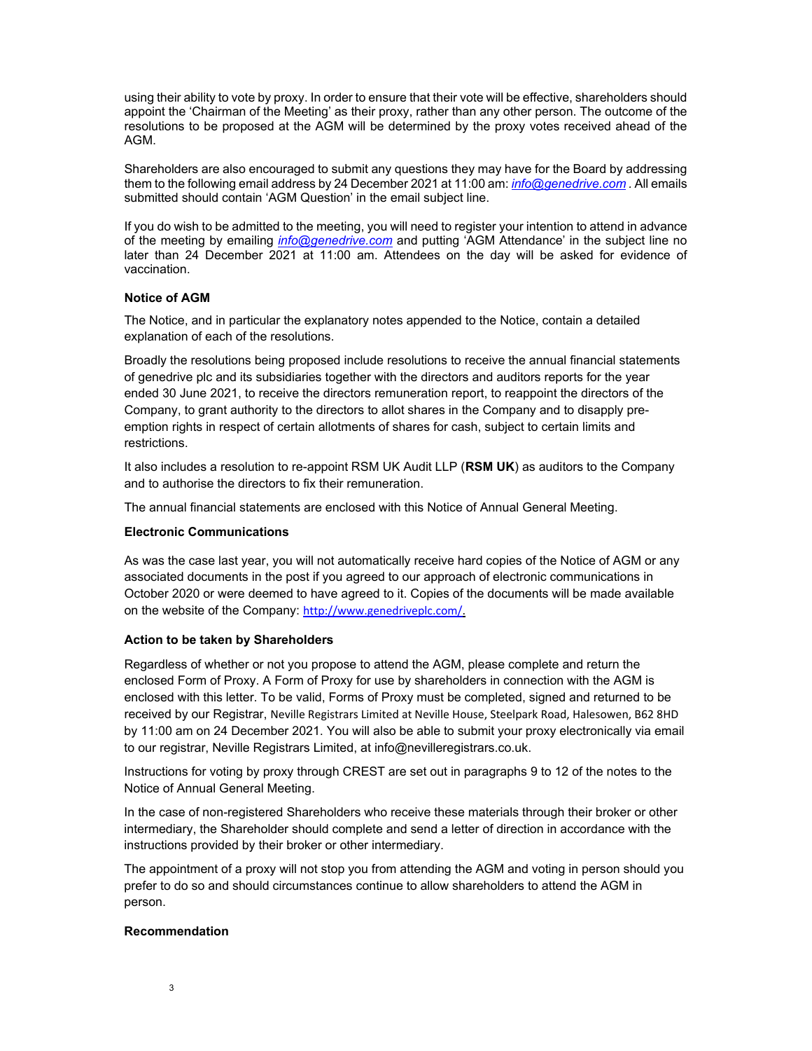using their ability to vote by proxy. In order to ensure that their vote will be effective, shareholders should appoint the 'Chairman of the Meeting' as their proxy, rather than any other person. The outcome of the resolutions to be proposed at the AGM will be determined by the proxy votes received ahead of the AGM.

Shareholders are also encouraged to submit any questions they may have for the Board by addressing them to the following email address by 24 December 2021 at 11:00 am: *info@genedrive.com* . All emails submitted should contain 'AGM Question' in the email subject line.

If you do wish to be admitted to the meeting, you will need to register your intention to attend in advance of the meeting by emailing *info@genedrive.com* and putting 'AGM Attendance' in the subject line no later than 24 December 2021 at 11:00 am. Attendees on the day will be asked for evidence of vaccination.

**Notice of AGM**

The Notice, and in particular the explanatory notes appended to the Notice, contain a detailed explanation of each of the resolutions.

Broadly the resolutions being proposed include resolutions to receive the annual financial statements of genedrive plc and its subsidiaries together with the directors and auditors reports for the year ended 30 June 2021, to receive the directors remuneration report, to reappoint the directors of the Company, to grant authority to the directors to allot shares in the Company and to disapply pre-emption rights in respect of certain allotments of shares for cash, subject to certain limits and restrictions.

It also includes a resolution to re-appoint RSM UK Audit LLP (**RSM UK**) as auditors to the Company and to authorise the directors to fix their remuneration.

The annual financial statements are enclosed with this Notice of Annual General Meeting.

**Electronic Communications**

As was the case last year, you will not automatically receive hard copies of the Notice of AGM or any associated documents in the post if you agreed to our approach of electronic communications in October 2020 or were deemed to have agreed to it. Copies of the documents will be made available on the website of the Company: http://www.genedriveplc.com/.

**Action to be taken by Shareholders**

Regardless of whether or not you propose to attend the AGM, please complete and return the enclosed Form of Proxy. A Form of Proxy for use by shareholders in connection with the AGM is enclosed with this letter. To be valid, Forms of Proxy must be completed, signed and returned to be received by our Registrar, Neville Registrars Limited at Neville House, Steelpark Road, Halesowen, B62 8HD by 11:00 am on 24 December 2021. You will also be able to submit your proxy electronically via email to our registrar, Neville Registrars Limited, at info@nevilleregistrars.co.uk.

Instructions for voting by proxy through CREST are set out in paragraphs 9 to 12 of the notes to the Notice of Annual General Meeting.

In the case of non-registered Shareholders who receive these materials through their broker or other intermediary, the Shareholder should complete and send a letter of direction in accordance with the instructions provided by their broker or other intermediary.

The appointment of a proxy will not stop you from attending the AGM and voting in person should you prefer to do so and should circumstances continue to allow shareholders to attend the AGM in person.

**Recommendation**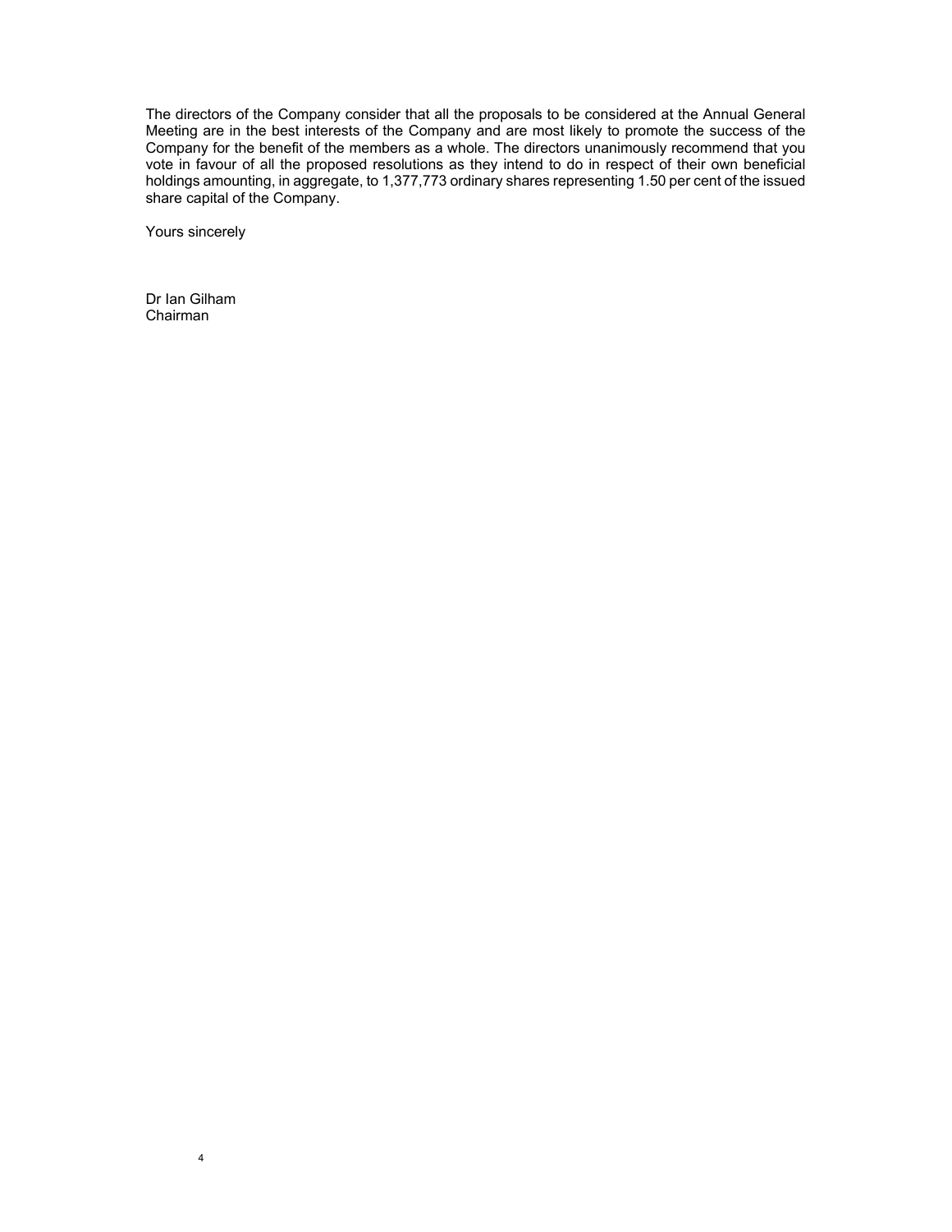The directors of the Company consider that all the proposals to be considered at the Annual General Meeting are in the best interests of the Company and are most likely to promote the success of the Company for the benefit of the members as a whole. The directors unanimously recommend that you vote in favour of all the proposed resolutions as they intend to do in respect of their own beneficial holdings amounting, in aggregate, to 1,377,773 ordinary shares representing 1.50 per cent of the issued share capital of the Company.

Yours sincerely

Dr Ian Gilham
Chairman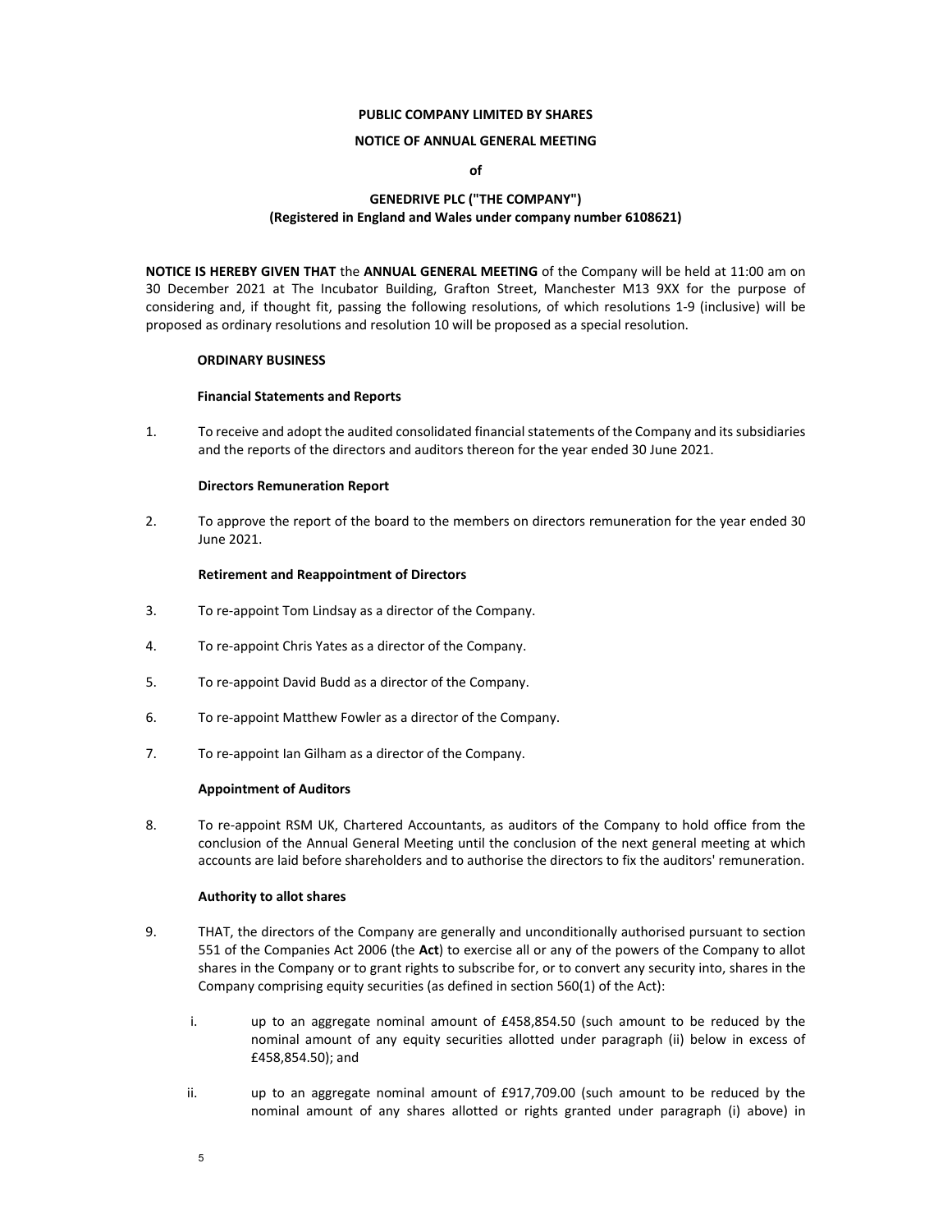**PUBLIC COMPANY LIMITED BY SHARES**

**NOTICE OF ANNUAL GENERAL MEETING**

**of**

**GENEDRIVE PLC ("THE COMPANY")**
**(Registered in England and Wales under company number 6108621)**

**NOTICE IS HEREBY GIVEN THAT** the **ANNUAL GENERAL MEETING** of the Company will be held at 11:00 am on 30 December 2021 at The Incubator Building, Grafton Street, Manchester M13 9XX for the purpose of considering and, if thought fit, passing the following resolutions, of which resolutions 1-9 (inclusive) will be proposed as ordinary resolutions and resolution 10 will be proposed as a special resolution.

**ORDINARY BUSINESS**

**Financial Statements and Reports**

1. To receive and adopt the audited consolidated financial statements of the Company and its subsidiaries and the reports of the directors and auditors thereon for the year ended 30 June 2021.

**Directors Remuneration Report**

2. To approve the report of the board to the members on directors remuneration for the year ended 30 June 2021.

**Retirement and Reappointment of Directors**

3. To re-appoint Tom Lindsay as a director of the Company.

4. To re-appoint Chris Yates as a director of the Company.

5. To re-appoint David Budd as a director of the Company.

6. To re-appoint Matthew Fowler as a director of the Company.

7. To re-appoint Ian Gilham as a director of the Company.

**Appointment of Auditors**

8. To re-appoint RSM UK, Chartered Accountants, as auditors of the Company to hold office from the conclusion of the Annual General Meeting until the conclusion of the next general meeting at which accounts are laid before shareholders and to authorise the directors to fix the auditors' remuneration.

**Authority to allot shares**

9. THAT, the directors of the Company are generally and unconditionally authorised pursuant to section 551 of the Companies Act 2006 (the **Act**) to exercise all or any of the powers of the Company to allot shares in the Company or to grant rights to subscribe for, or to convert any security into, shares in the Company comprising equity securities (as defined in section 560(1) of the Act):

   i. up to an aggregate nominal amount of £458,854.50 (such amount to be reduced by the nominal amount of any equity securities allotted under paragraph (ii) below in excess of £458,854.50); and

   ii. up to an aggregate nominal amount of £917,709.00 (such amount to be reduced by the nominal amount of any shares allotted or rights granted under paragraph (i) above) in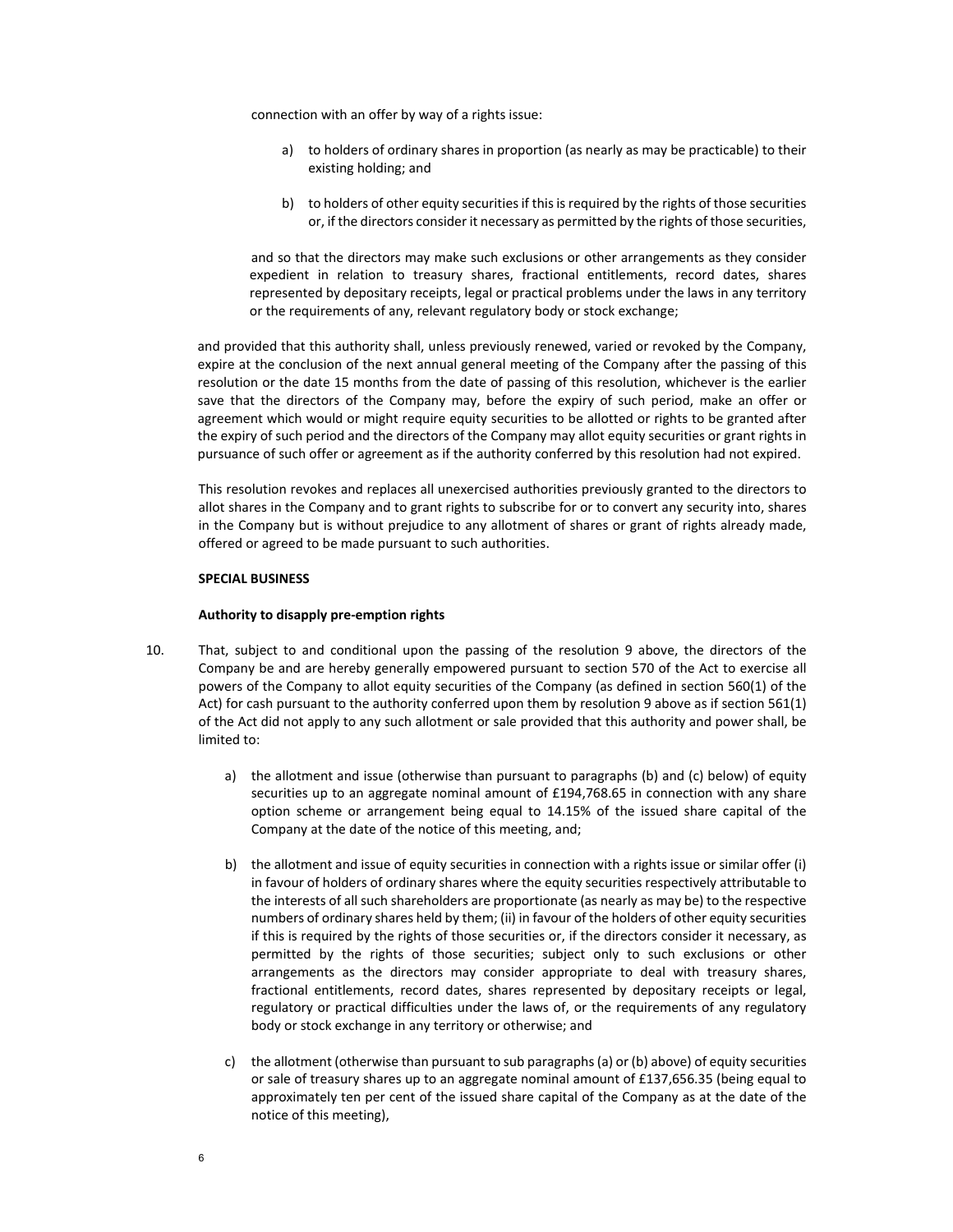connection with an offer by way of a rights issue:

a) to holders of ordinary shares in proportion (as nearly as may be practicable) to their existing holding; and

b) to holders of other equity securities if this is required by the rights of those securities or, if the directors consider it necessary as permitted by the rights of those securities,

and so that the directors may make such exclusions or other arrangements as they consider expedient in relation to treasury shares, fractional entitlements, record dates, shares represented by depositary receipts, legal or practical problems under the laws in any territory or the requirements of any, relevant regulatory body or stock exchange;

and provided that this authority shall, unless previously renewed, varied or revoked by the Company, expire at the conclusion of the next annual general meeting of the Company after the passing of this resolution or the date 15 months from the date of passing of this resolution, whichever is the earlier save that the directors of the Company may, before the expiry of such period, make an offer or agreement which would or might require equity securities to be allotted or rights to be granted after the expiry of such period and the directors of the Company may allot equity securities or grant rights in pursuance of such offer or agreement as if the authority conferred by this resolution had not expired.

This resolution revokes and replaces all unexercised authorities previously granted to the directors to allot shares in the Company and to grant rights to subscribe for or to convert any security into, shares in the Company but is without prejudice to any allotment of shares or grant of rights already made, offered or agreed to be made pursuant to such authorities.

**SPECIAL BUSINESS**

**Authority to disapply pre-emption rights**

10. That, subject to and conditional upon the passing of the resolution 9 above, the directors of the Company be and are hereby generally empowered pursuant to section 570 of the Act to exercise all powers of the Company to allot equity securities of the Company (as defined in section 560(1) of the Act) for cash pursuant to the authority conferred upon them by resolution 9 above as if section 561(1) of the Act did not apply to any such allotment or sale provided that this authority and power shall, be limited to:

    a) the allotment and issue (otherwise than pursuant to paragraphs (b) and (c) below) of equity securities up to an aggregate nominal amount of £194,768.65 in connection with any share option scheme or arrangement being equal to 14.15% of the issued share capital of the Company at the date of the notice of this meeting, and;

    b) the allotment and issue of equity securities in connection with a rights issue or similar offer (i) in favour of holders of ordinary shares where the equity securities respectively attributable to the interests of all such shareholders are proportionate (as nearly as may be) to the respective numbers of ordinary shares held by them; (ii) in favour of the holders of other equity securities if this is required by the rights of those securities or, if the directors consider it necessary, as permitted by the rights of those securities; subject only to such exclusions or other arrangements as the directors may consider appropriate to deal with treasury shares, fractional entitlements, record dates, shares represented by depositary receipts or legal, regulatory or practical difficulties under the laws of, or the requirements of any regulatory body or stock exchange in any territory or otherwise; and

    c) the allotment (otherwise than pursuant to sub paragraphs (a) or (b) above) of equity securities or sale of treasury shares up to an aggregate nominal amount of £137,656.35 (being equal to approximately ten per cent of the issued share capital of the Company as at the date of the notice of this meeting),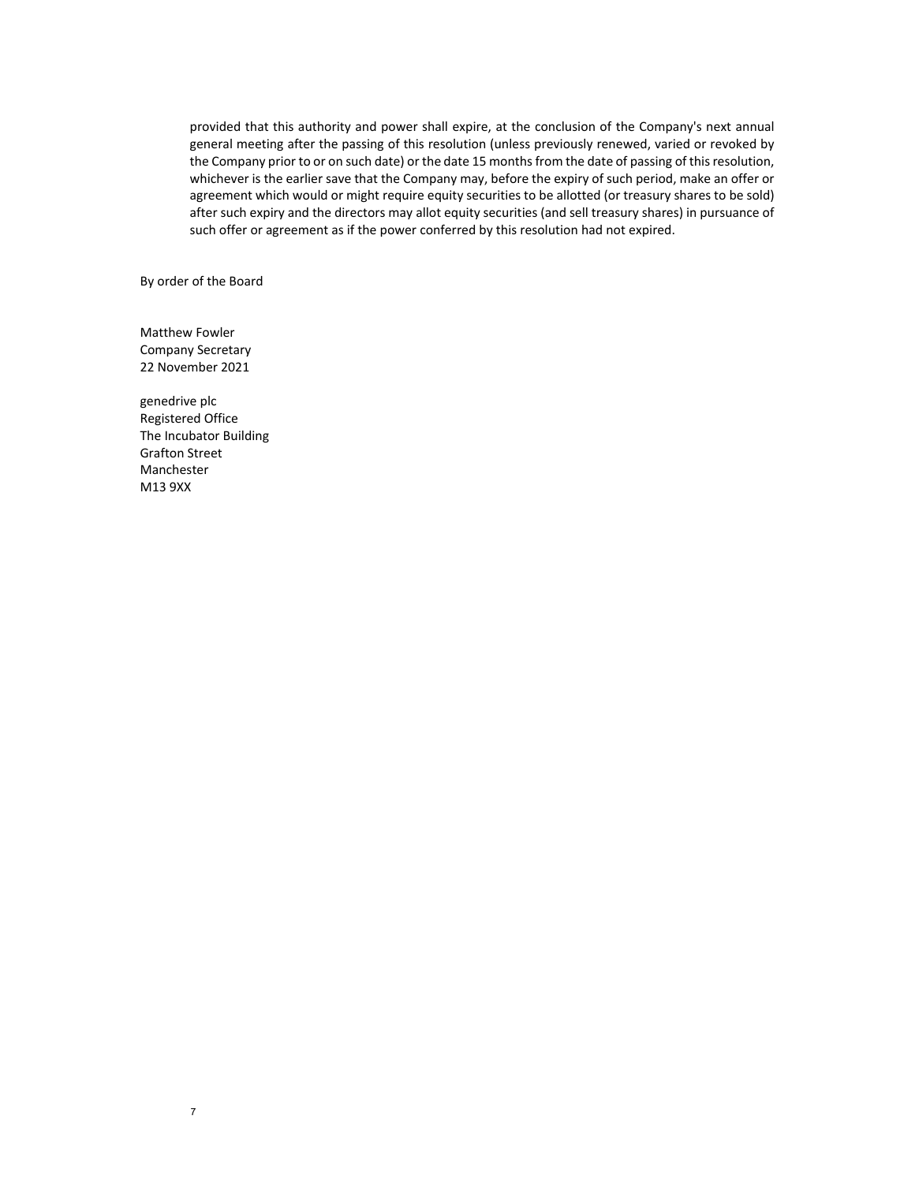provided that this authority and power shall expire, at the conclusion of the Company's next annual general meeting after the passing of this resolution (unless previously renewed, varied or revoked by the Company prior to or on such date) or the date 15 months from the date of passing of this resolution, whichever is the earlier save that the Company may, before the expiry of such period, make an offer or agreement which would or might require equity securities to be allotted (or treasury shares to be sold) after such expiry and the directors may allot equity securities (and sell treasury shares) in pursuance of such offer or agreement as if the power conferred by this resolution had not expired.

By order of the Board

Matthew Fowler
Company Secretary
22 November 2021

genedrive plc
Registered Office
The Incubator Building
Grafton Street
Manchester
M13 9XX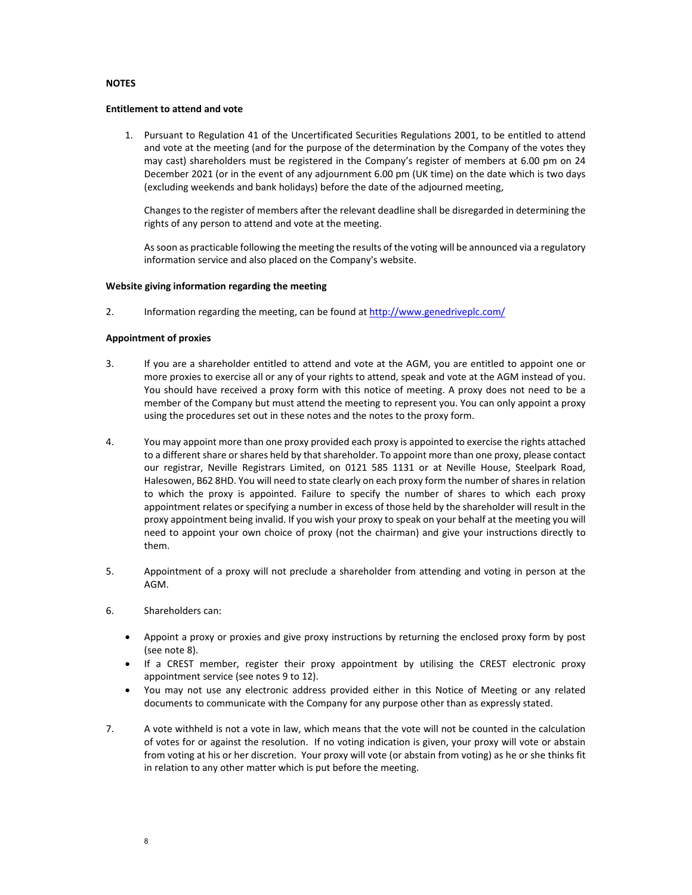**NOTES**

**Entitlement to attend and vote**

1. Pursuant to Regulation 41 of the Uncertificated Securities Regulations 2001, to be entitled to attend and vote at the meeting (and for the purpose of the determination by the Company of the votes they may cast) shareholders must be registered in the Company's register of members at 6.00 pm on 24 December 2021 (or in the event of any adjournment 6.00 pm (UK time) on the date which is two days (excluding weekends and bank holidays) before the date of the adjourned meeting,

   Changes to the register of members after the relevant deadline shall be disregarded in determining the rights of any person to attend and vote at the meeting.

   As soon as practicable following the meeting the results of the voting will be announced via a regulatory information service and also placed on the Company's website.

**Website giving information regarding the meeting**

2. Information regarding the meeting, can be found at http://www.genedriveplc.com/

**Appointment of proxies**

3. If you are a shareholder entitled to attend and vote at the AGM, you are entitled to appoint one or more proxies to exercise all or any of your rights to attend, speak and vote at the AGM instead of you. You should have received a proxy form with this notice of meeting. A proxy does not need to be a member of the Company but must attend the meeting to represent you. You can only appoint a proxy using the procedures set out in these notes and the notes to the proxy form.

4. You may appoint more than one proxy provided each proxy is appointed to exercise the rights attached to a different share or shares held by that shareholder. To appoint more than one proxy, please contact our registrar, Neville Registrars Limited, on 0121 585 1131 or at Neville House, Steelpark Road, Halesowen, B62 8HD. You will need to state clearly on each proxy form the number of shares in relation to which the proxy is appointed. Failure to specify the number of shares to which each proxy appointment relates or specifying a number in excess of those held by the shareholder will result in the proxy appointment being invalid. If you wish your proxy to speak on your behalf at the meeting you will need to appoint your own choice of proxy (not the chairman) and give your instructions directly to them.

5. Appointment of a proxy will not preclude a shareholder from attending and voting in person at the AGM.

6. Shareholders can:

   - Appoint a proxy or proxies and give proxy instructions by returning the enclosed proxy form by post (see note 8).
   - If a CREST member, register their proxy appointment by utilising the CREST electronic proxy appointment service (see notes 9 to 12).
   - You may not use any electronic address provided either in this Notice of Meeting or any related documents to communicate with the Company for any purpose other than as expressly stated.

7. A vote withheld is not a vote in law, which means that the vote will not be counted in the calculation of votes for or against the resolution. If no voting indication is given, your proxy will vote or abstain from voting at his or her discretion. Your proxy will vote (or abstain from voting) as he or she thinks fit in relation to any other matter which is put before the meeting.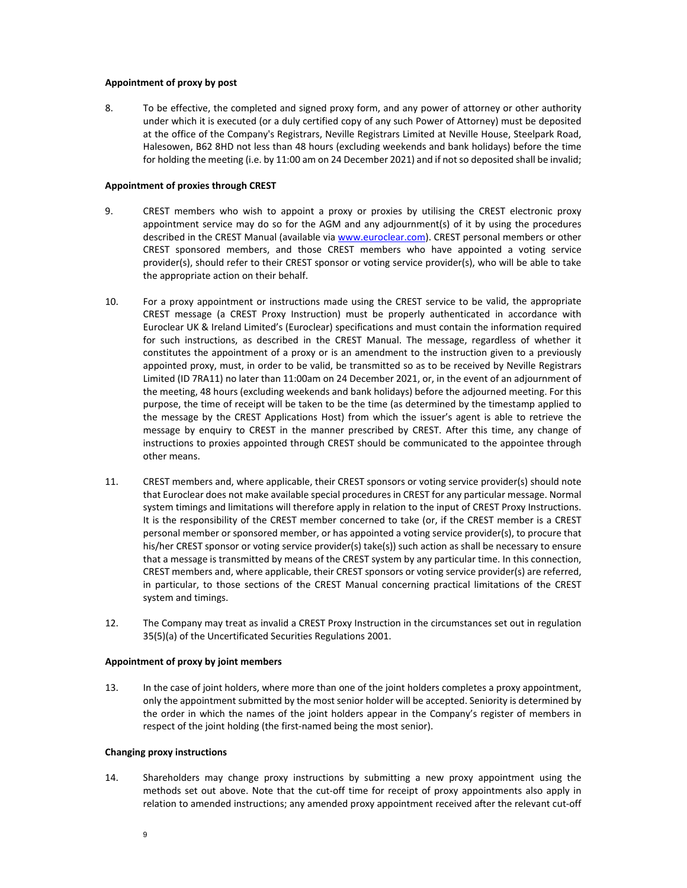**Appointment of proxy by post**

8. To be effective, the completed and signed proxy form, and any power of attorney or other authority under which it is executed (or a duly certified copy of any such Power of Attorney) must be deposited at the office of the Company's Registrars, Neville Registrars Limited at Neville House, Steelpark Road, Halesowen, B62 8HD not less than 48 hours (excluding weekends and bank holidays) before the time for holding the meeting (i.e. by 11:00 am on 24 December 2021) and if not so deposited shall be invalid;

**Appointment of proxies through CREST**

9. CREST members who wish to appoint a proxy or proxies by utilising the CREST electronic proxy appointment service may do so for the AGM and any adjournment(s) of it by using the procedures described in the CREST Manual (available via www.euroclear.com). CREST personal members or other CREST sponsored members, and those CREST members who have appointed a voting service provider(s), should refer to their CREST sponsor or voting service provider(s), who will be able to take the appropriate action on their behalf.

10. For a proxy appointment or instructions made using the CREST service to be valid, the appropriate CREST message (a CREST Proxy Instruction) must be properly authenticated in accordance with Euroclear UK & Ireland Limited's (Euroclear) specifications and must contain the information required for such instructions, as described in the CREST Manual. The message, regardless of whether it constitutes the appointment of a proxy or is an amendment to the instruction given to a previously appointed proxy, must, in order to be valid, be transmitted so as to be received by Neville Registrars Limited (ID 7RA11) no later than 11:00am on 24 December 2021, or, in the event of an adjournment of the meeting, 48 hours (excluding weekends and bank holidays) before the adjourned meeting. For this purpose, the time of receipt will be taken to be the time (as determined by the timestamp applied to the message by the CREST Applications Host) from which the issuer's agent is able to retrieve the message by enquiry to CREST in the manner prescribed by CREST. After this time, any change of instructions to proxies appointed through CREST should be communicated to the appointee through other means.

11. CREST members and, where applicable, their CREST sponsors or voting service provider(s) should note that Euroclear does not make available special procedures in CREST for any particular message. Normal system timings and limitations will therefore apply in relation to the input of CREST Proxy Instructions. It is the responsibility of the CREST member concerned to take (or, if the CREST member is a CREST personal member or sponsored member, or has appointed a voting service provider(s), to procure that his/her CREST sponsor or voting service provider(s) take(s)) such action as shall be necessary to ensure that a message is transmitted by means of the CREST system by any particular time. In this connection, CREST members and, where applicable, their CREST sponsors or voting service provider(s) are referred, in particular, to those sections of the CREST Manual concerning practical limitations of the CREST system and timings.

12. The Company may treat as invalid a CREST Proxy Instruction in the circumstances set out in regulation 35(5)(a) of the Uncertificated Securities Regulations 2001.

**Appointment of proxy by joint members**

13. In the case of joint holders, where more than one of the joint holders completes a proxy appointment, only the appointment submitted by the most senior holder will be accepted. Seniority is determined by the order in which the names of the joint holders appear in the Company's register of members in respect of the joint holding (the first-named being the most senior).

**Changing proxy instructions**

14. Shareholders may change proxy instructions by submitting a new proxy appointment using the methods set out above. Note that the cut-off time for receipt of proxy appointments also apply in relation to amended instructions; any amended proxy appointment received after the relevant cut-off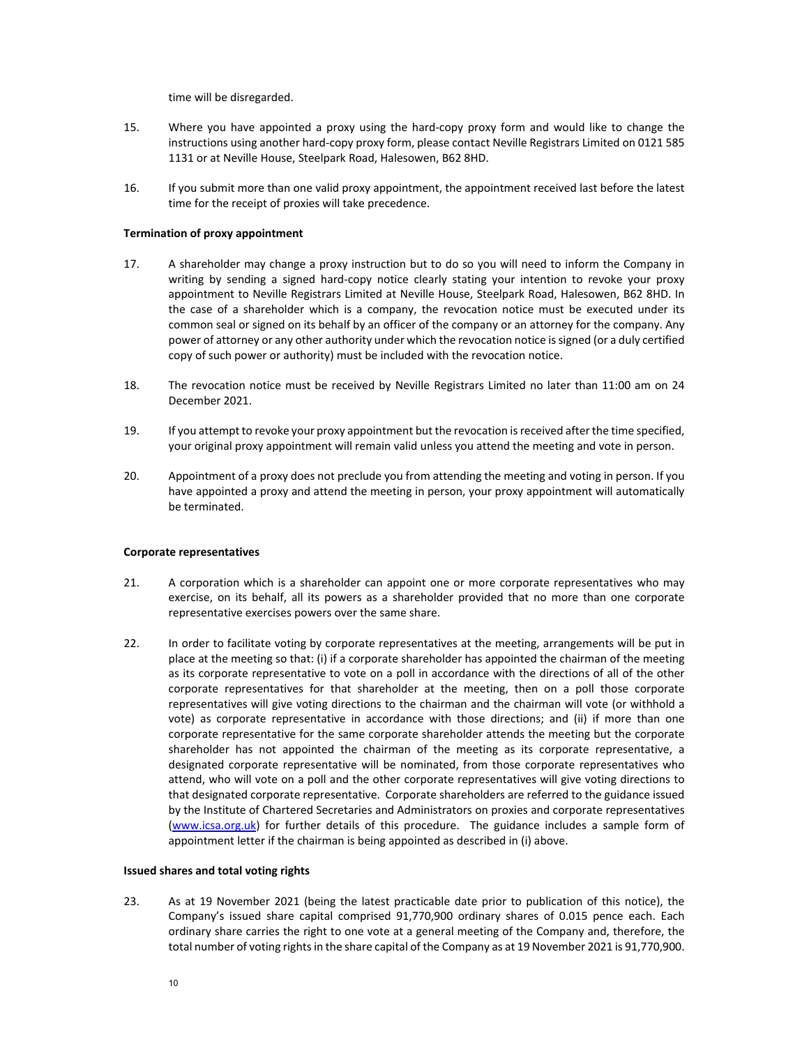time will be disregarded.

15. Where you have appointed a proxy using the hard-copy proxy form and would like to change the instructions using another hard-copy proxy form, please contact Neville Registrars Limited on 0121 585 1131 or at Neville House, Steelpark Road, Halesowen, B62 8HD.

16. If you submit more than one valid proxy appointment, the appointment received last before the latest time for the receipt of proxies will take precedence.

**Termination of proxy appointment**

17. A shareholder may change a proxy instruction but to do so you will need to inform the Company in writing by sending a signed hard-copy notice clearly stating your intention to revoke your proxy appointment to Neville Registrars Limited at Neville House, Steelpark Road, Halesowen, B62 8HD. In the case of a shareholder which is a company, the revocation notice must be executed under its common seal or signed on its behalf by an officer of the company or an attorney for the company. Any power of attorney or any other authority under which the revocation notice is signed (or a duly certified copy of such power or authority) must be included with the revocation notice.

18. The revocation notice must be received by Neville Registrars Limited no later than 11:00 am on 24 December 2021.

19. If you attempt to revoke your proxy appointment but the revocation is received after the time specified, your original proxy appointment will remain valid unless you attend the meeting and vote in person.

20. Appointment of a proxy does not preclude you from attending the meeting and voting in person. If you have appointed a proxy and attend the meeting in person, your proxy appointment will automatically be terminated.

**Corporate representatives**

21. A corporation which is a shareholder can appoint one or more corporate representatives who may exercise, on its behalf, all its powers as a shareholder provided that no more than one corporate representative exercises powers over the same share.

22. In order to facilitate voting by corporate representatives at the meeting, arrangements will be put in place at the meeting so that: (i) if a corporate shareholder has appointed the chairman of the meeting as its corporate representative to vote on a poll in accordance with the directions of all of the other corporate representatives for that shareholder at the meeting, then on a poll those corporate representatives will give voting directions to the chairman and the chairman will vote (or withhold a vote) as corporate representative in accordance with those directions; and (ii) if more than one corporate representative for the same corporate shareholder attends the meeting but the corporate shareholder has not appointed the chairman of the meeting as its corporate representative, a designated corporate representative will be nominated, from those corporate representatives who attend, who will vote on a poll and the other corporate representatives will give voting directions to that designated corporate representative. Corporate shareholders are referred to the guidance issued by the Institute of Chartered Secretaries and Administrators on proxies and corporate representatives (www.icsa.org.uk) for further details of this procedure. The guidance includes a sample form of appointment letter if the chairman is being appointed as described in (i) above.

**Issued shares and total voting rights**

23. As at 19 November 2021 (being the latest practicable date prior to publication of this notice), the Company's issued share capital comprised 91,770,900 ordinary shares of 0.015 pence each. Each ordinary share carries the right to one vote at a general meeting of the Company and, therefore, the total number of voting rights in the share capital of the Company as at 19 November 2021 is 91,770,900.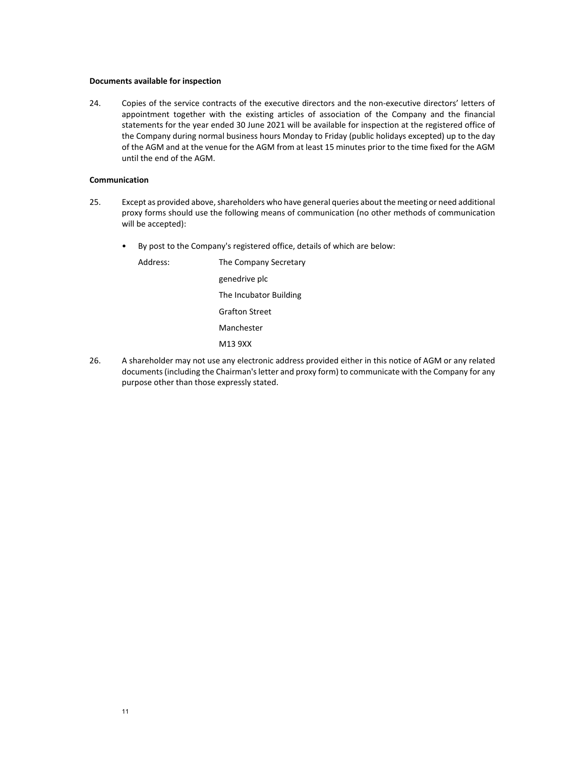**Documents available for inspection**

24. Copies of the service contracts of the executive directors and the non-executive directors' letters of appointment together with the existing articles of association of the Company and the financial statements for the year ended 30 June 2021 will be available for inspection at the registered office of the Company during normal business hours Monday to Friday (public holidays excepted) up to the day of the AGM and at the venue for the AGM from at least 15 minutes prior to the time fixed for the AGM until the end of the AGM.

**Communication**

25. Except as provided above, shareholders who have general queries about the meeting or need additional proxy forms should use the following means of communication (no other methods of communication will be accepted):

    - By post to the Company's registered office, details of which are below:

      Address: The Company Secretary  
      genedrive plc  
      The Incubator Building  
      Grafton Street  
      Manchester  
      M13 9XX

26. A shareholder may not use any electronic address provided either in this notice of AGM or any related documents (including the Chairman's letter and proxy form) to communicate with the Company for any purpose other than those expressly stated.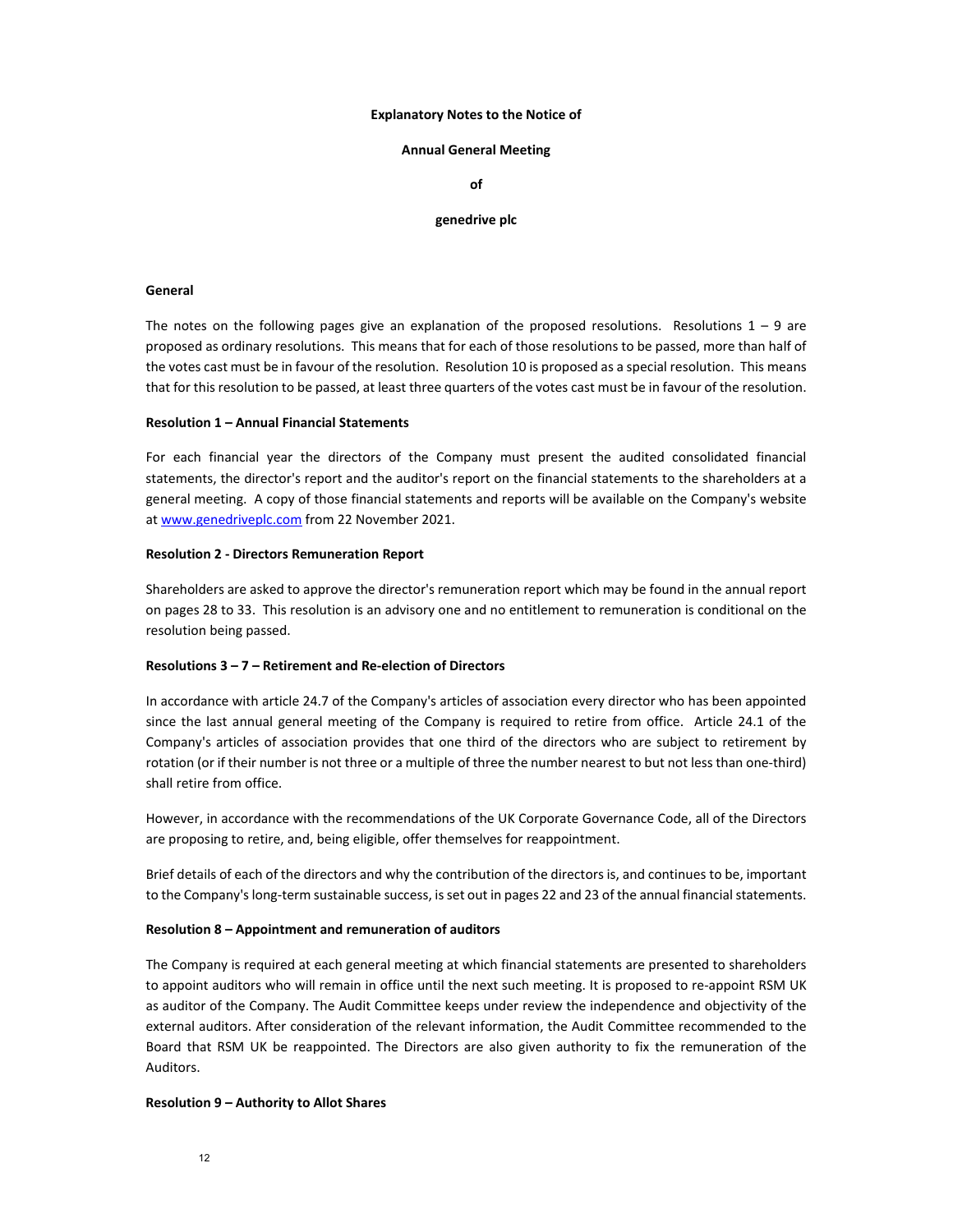**Explanatory Notes to the Notice of**

**Annual General Meeting**

**of**

**genedrive plc**

**General**

The notes on the following pages give an explanation of the proposed resolutions. Resolutions 1 – 9 are proposed as ordinary resolutions. This means that for each of those resolutions to be passed, more than half of the votes cast must be in favour of the resolution. Resolution 10 is proposed as a special resolution. This means that for this resolution to be passed, at least three quarters of the votes cast must be in favour of the resolution.

**Resolution 1 – Annual Financial Statements**

For each financial year the directors of the Company must present the audited consolidated financial statements, the director's report and the auditor's report on the financial statements to the shareholders at a general meeting. A copy of those financial statements and reports will be available on the Company's website at www.genedriveplc.com from 22 November 2021.

**Resolution 2 - Directors Remuneration Report**

Shareholders are asked to approve the director's remuneration report which may be found in the annual report on pages 28 to 33. This resolution is an advisory one and no entitlement to remuneration is conditional on the resolution being passed.

**Resolutions 3 – 7 – Retirement and Re-election of Directors**

In accordance with article 24.7 of the Company's articles of association every director who has been appointed since the last annual general meeting of the Company is required to retire from office. Article 24.1 of the Company's articles of association provides that one third of the directors who are subject to retirement by rotation (or if their number is not three or a multiple of three the number nearest to but not less than one-third) shall retire from office.

However, in accordance with the recommendations of the UK Corporate Governance Code, all of the Directors are proposing to retire, and, being eligible, offer themselves for reappointment.

Brief details of each of the directors and why the contribution of the directors is, and continues to be, important to the Company's long-term sustainable success, is set out in pages 22 and 23 of the annual financial statements.

**Resolution 8 – Appointment and remuneration of auditors**

The Company is required at each general meeting at which financial statements are presented to shareholders to appoint auditors who will remain in office until the next such meeting. It is proposed to re-appoint RSM UK as auditor of the Company. The Audit Committee keeps under review the independence and objectivity of the external auditors. After consideration of the relevant information, the Audit Committee recommended to the Board that RSM UK be reappointed. The Directors are also given authority to fix the remuneration of the Auditors.

**Resolution 9 – Authority to Allot Shares**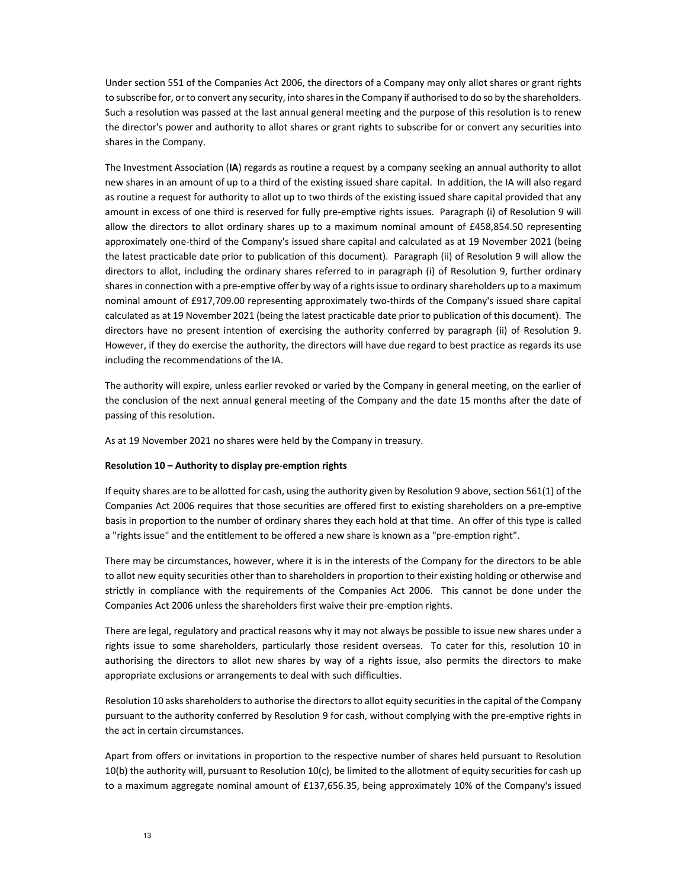Under section 551 of the Companies Act 2006, the directors of a Company may only allot shares or grant rights to subscribe for, or to convert any security, into shares in the Company if authorised to do so by the shareholders. Such a resolution was passed at the last annual general meeting and the purpose of this resolution is to renew the director's power and authority to allot shares or grant rights to subscribe for or convert any securities into shares in the Company.

The Investment Association (**IA**) regards as routine a request by a company seeking an annual authority to allot new shares in an amount of up to a third of the existing issued share capital. In addition, the IA will also regard as routine a request for authority to allot up to two thirds of the existing issued share capital provided that any amount in excess of one third is reserved for fully pre-emptive rights issues. Paragraph (i) of Resolution 9 will allow the directors to allot ordinary shares up to a maximum nominal amount of £458,854.50 representing approximately one-third of the Company's issued share capital and calculated as at 19 November 2021 (being the latest practicable date prior to publication of this document). Paragraph (ii) of Resolution 9 will allow the directors to allot, including the ordinary shares referred to in paragraph (i) of Resolution 9, further ordinary shares in connection with a pre-emptive offer by way of a rights issue to ordinary shareholders up to a maximum nominal amount of £917,709.00 representing approximately two-thirds of the Company's issued share capital calculated as at 19 November 2021 (being the latest practicable date prior to publication of this document). The directors have no present intention of exercising the authority conferred by paragraph (ii) of Resolution 9. However, if they do exercise the authority, the directors will have due regard to best practice as regards its use including the recommendations of the IA.

The authority will expire, unless earlier revoked or varied by the Company in general meeting, on the earlier of the conclusion of the next annual general meeting of the Company and the date 15 months after the date of passing of this resolution.

As at 19 November 2021 no shares were held by the Company in treasury.

**Resolution 10 – Authority to display pre-emption rights**

If equity shares are to be allotted for cash, using the authority given by Resolution 9 above, section 561(1) of the Companies Act 2006 requires that those securities are offered first to existing shareholders on a pre-emptive basis in proportion to the number of ordinary shares they each hold at that time. An offer of this type is called a "rights issue" and the entitlement to be offered a new share is known as a "pre-emption right".

There may be circumstances, however, where it is in the interests of the Company for the directors to be able to allot new equity securities other than to shareholders in proportion to their existing holding or otherwise and strictly in compliance with the requirements of the Companies Act 2006. This cannot be done under the Companies Act 2006 unless the shareholders first waive their pre-emption rights.

There are legal, regulatory and practical reasons why it may not always be possible to issue new shares under a rights issue to some shareholders, particularly those resident overseas. To cater for this, resolution 10 in authorising the directors to allot new shares by way of a rights issue, also permits the directors to make appropriate exclusions or arrangements to deal with such difficulties.

Resolution 10 asks shareholders to authorise the directors to allot equity securities in the capital of the Company pursuant to the authority conferred by Resolution 9 for cash, without complying with the pre-emptive rights in the act in certain circumstances.

Apart from offers or invitations in proportion to the respective number of shares held pursuant to Resolution 10(b) the authority will, pursuant to Resolution 10(c), be limited to the allotment of equity securities for cash up to a maximum aggregate nominal amount of £137,656.35, being approximately 10% of the Company's issued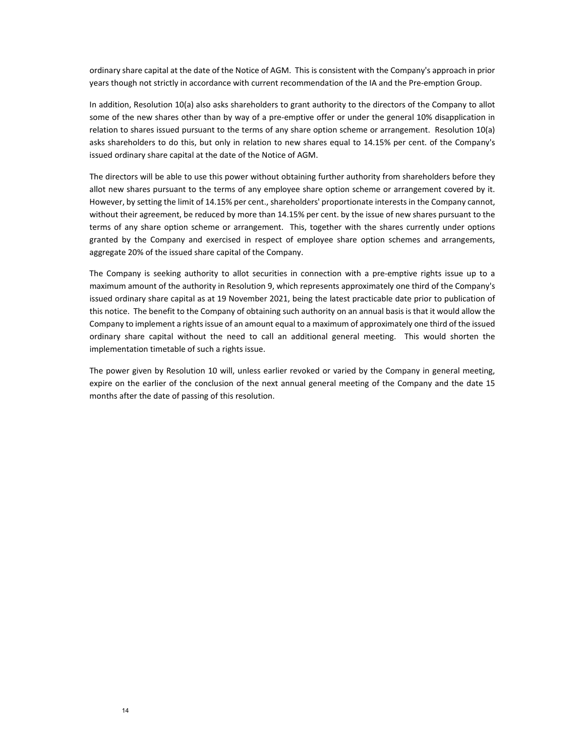ordinary share capital at the date of the Notice of AGM. This is consistent with the Company's approach in prior years though not strictly in accordance with current recommendation of the IA and the Pre-emption Group.

In addition, Resolution 10(a) also asks shareholders to grant authority to the directors of the Company to allot some of the new shares other than by way of a pre-emptive offer or under the general 10% disapplication in relation to shares issued pursuant to the terms of any share option scheme or arrangement. Resolution 10(a) asks shareholders to do this, but only in relation to new shares equal to 14.15% per cent. of the Company's issued ordinary share capital at the date of the Notice of AGM.

The directors will be able to use this power without obtaining further authority from shareholders before they allot new shares pursuant to the terms of any employee share option scheme or arrangement covered by it. However, by setting the limit of 14.15% per cent., shareholders' proportionate interests in the Company cannot, without their agreement, be reduced by more than 14.15% per cent. by the issue of new shares pursuant to the terms of any share option scheme or arrangement. This, together with the shares currently under options granted by the Company and exercised in respect of employee share option schemes and arrangements, aggregate 20% of the issued share capital of the Company.

The Company is seeking authority to allot securities in connection with a pre-emptive rights issue up to a maximum amount of the authority in Resolution 9, which represents approximately one third of the Company's issued ordinary share capital as at 19 November 2021, being the latest practicable date prior to publication of this notice. The benefit to the Company of obtaining such authority on an annual basis is that it would allow the Company to implement a rights issue of an amount equal to a maximum of approximately one third of the issued ordinary share capital without the need to call an additional general meeting. This would shorten the implementation timetable of such a rights issue.

The power given by Resolution 10 will, unless earlier revoked or varied by the Company in general meeting, expire on the earlier of the conclusion of the next annual general meeting of the Company and the date 15 months after the date of passing of this resolution.